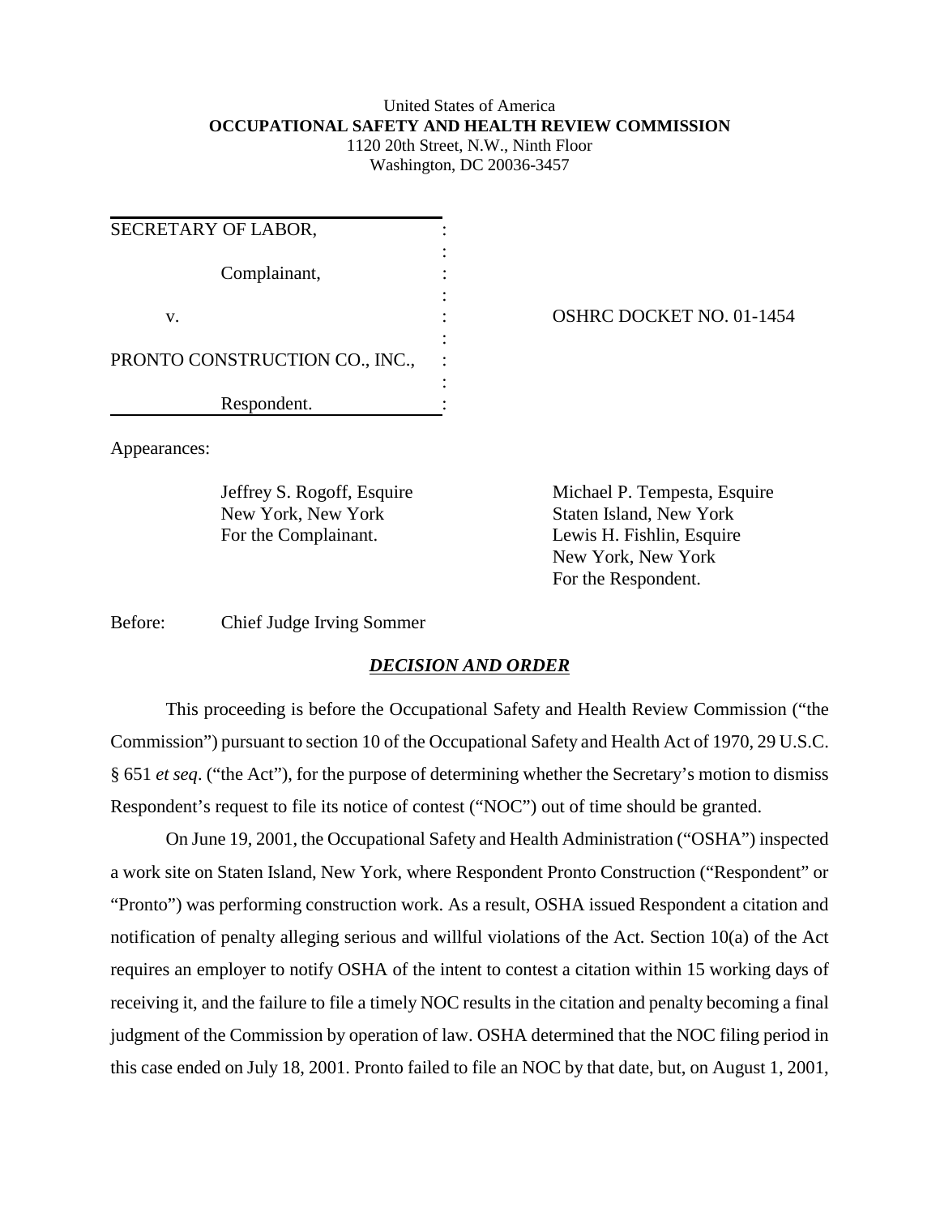United States of America
**OCCUPATIONAL SAFETY AND HEALTH REVIEW COMMISSION**
1120 20th Street, N.W., Ninth Floor
Washington, DC 20036-3457

SECRETARY OF LABOR,

Complainant,

v.

PRONTO CONSTRUCTION CO., INC.,

Respondent.

OSHRC DOCKET NO. 01-1454

Appearances:

Jeffrey S. Rogoff, Esquire
New York, New York
For the Complainant.

Michael P. Tempesta, Esquire
Staten Island, New York
Lewis H. Fishlin, Esquire
New York, New York
For the Respondent.

Before: Chief Judge Irving Sommer

## ***DECISION AND ORDER***

This proceeding is before the Occupational Safety and Health Review Commission ("the Commission") pursuant to section 10 of the Occupational Safety and Health Act of 1970, 29 U.S.C. § 651 *et seq*. ("the Act"), for the purpose of determining whether the Secretary's motion to dismiss Respondent's request to file its notice of contest ("NOC") out of time should be granted.

On June 19, 2001, the Occupational Safety and Health Administration ("OSHA") inspected a work site on Staten Island, New York, where Respondent Pronto Construction ("Respondent" or "Pronto") was performing construction work. As a result, OSHA issued Respondent a citation and notification of penalty alleging serious and willful violations of the Act. Section 10(a) of the Act requires an employer to notify OSHA of the intent to contest a citation within 15 working days of receiving it, and the failure to file a timely NOC results in the citation and penalty becoming a final judgment of the Commission by operation of law. OSHA determined that the NOC filing period in this case ended on July 18, 2001. Pronto failed to file an NOC by that date, but, on August 1, 2001,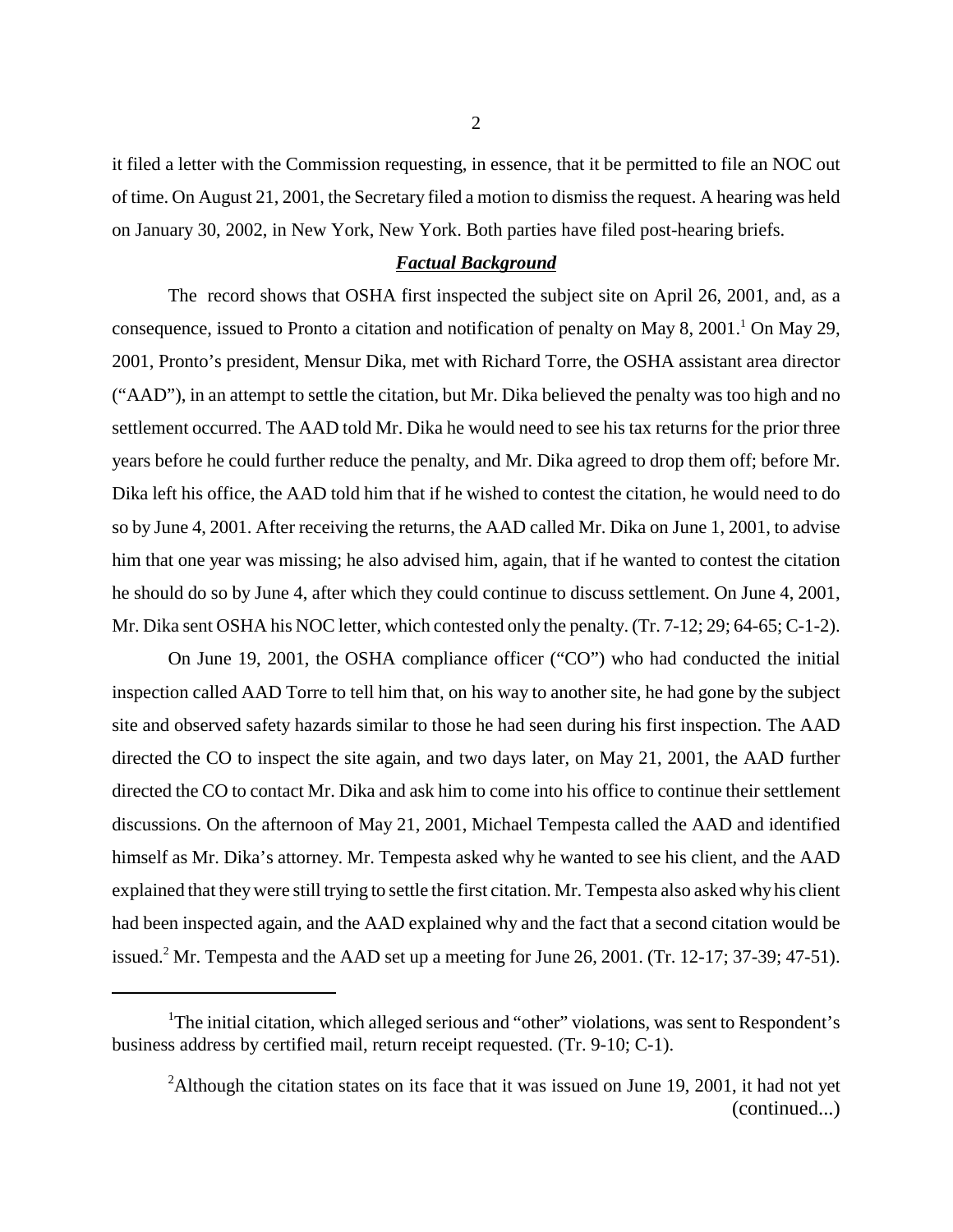it filed a letter with the Commission requesting, in essence, that it be permitted to file an NOC out of time. On August 21, 2001, the Secretary filed a motion to dismiss the request. A hearing was held on January 30, 2002, in New York, New York. Both parties have filed post-hearing briefs.

## ***Factual Background***

The record shows that OSHA first inspected the subject site on April 26, 2001, and, as a consequence, issued to Pronto a citation and notification of penalty on May 8, 2001.[1] On May 29, 2001, Pronto's president, Mensur Dika, met with Richard Torre, the OSHA assistant area director ("AAD"), in an attempt to settle the citation, but Mr. Dika believed the penalty was too high and no settlement occurred. The AAD told Mr. Dika he would need to see his tax returns for the prior three years before he could further reduce the penalty, and Mr. Dika agreed to drop them off; before Mr. Dika left his office, the AAD told him that if he wished to contest the citation, he would need to do so by June 4, 2001. After receiving the returns, the AAD called Mr. Dika on June 1, 2001, to advise him that one year was missing; he also advised him, again, that if he wanted to contest the citation he should do so by June 4, after which they could continue to discuss settlement. On June 4, 2001, Mr. Dika sent OSHA his NOC letter, which contested only the penalty. (Tr. 7-12; 29; 64-65; C-1-2).

On June 19, 2001, the OSHA compliance officer ("CO") who had conducted the initial inspection called AAD Torre to tell him that, on his way to another site, he had gone by the subject site and observed safety hazards similar to those he had seen during his first inspection. The AAD directed the CO to inspect the site again, and two days later, on May 21, 2001, the AAD further directed the CO to contact Mr. Dika and ask him to come into his office to continue their settlement discussions. On the afternoon of May 21, 2001, Michael Tempesta called the AAD and identified himself as Mr. Dika's attorney. Mr. Tempesta asked why he wanted to see his client, and the AAD explained that they were still trying to settle the first citation. Mr. Tempesta also asked why his client had been inspected again, and the AAD explained why and the fact that a second citation would be issued.[2] Mr. Tempesta and the AAD set up a meeting for June 26, 2001. (Tr. 12-17; 37-39; 47-51).

---

[1] The initial citation, which alleged serious and "other" violations, was sent to Respondent's business address by certified mail, return receipt requested. (Tr. 9-10; C-1).

[2] Although the citation states on its face that it was issued on June 19, 2001, it had not yet (continued...)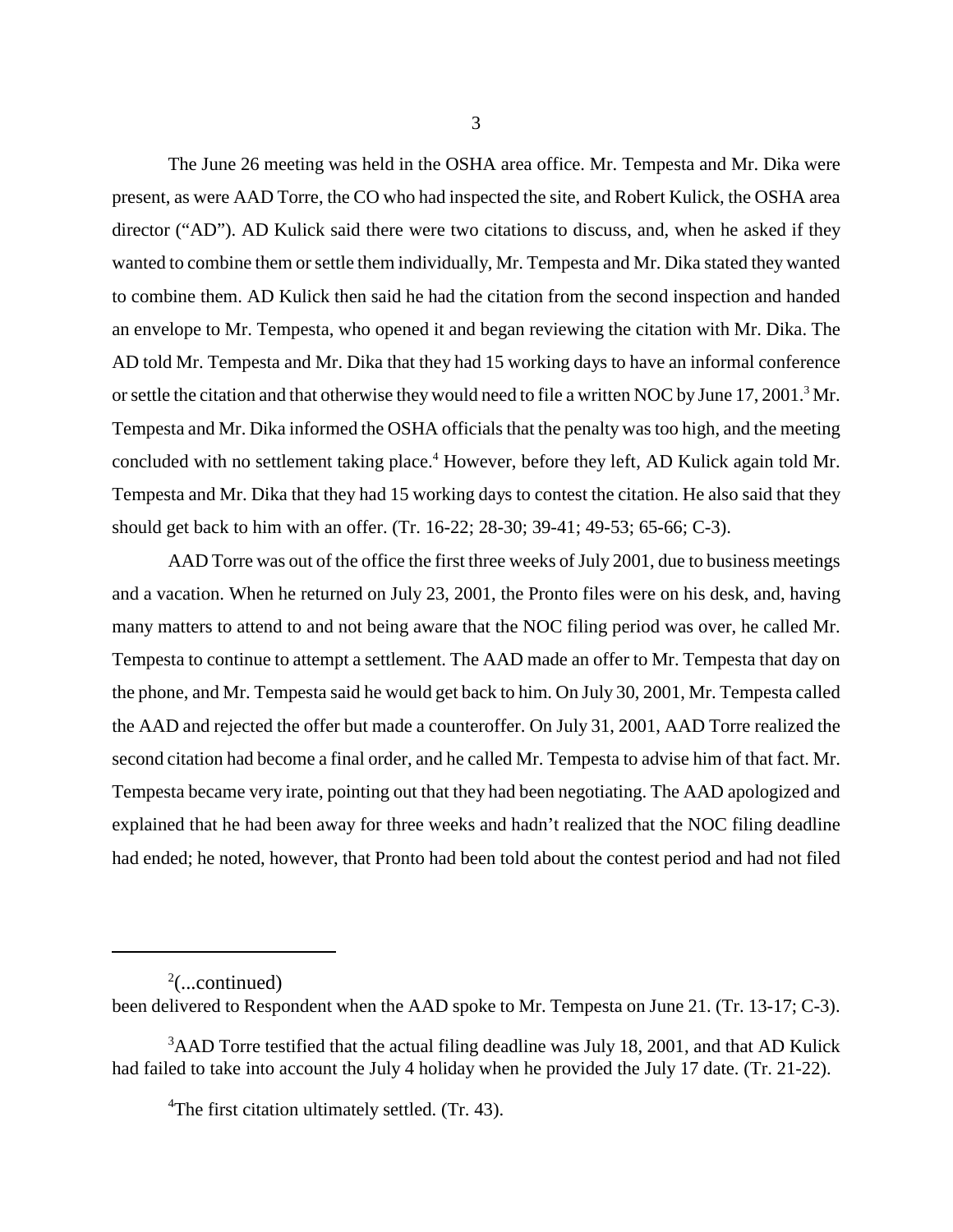The June 26 meeting was held in the OSHA area office. Mr. Tempesta and Mr. Dika were present, as were AAD Torre, the CO who had inspected the site, and Robert Kulick, the OSHA area director ("AD"). AD Kulick said there were two citations to discuss, and, when he asked if they wanted to combine them or settle them individually, Mr. Tempesta and Mr. Dika stated they wanted to combine them. AD Kulick then said he had the citation from the second inspection and handed an envelope to Mr. Tempesta, who opened it and began reviewing the citation with Mr. Dika. The AD told Mr. Tempesta and Mr. Dika that they had 15 working days to have an informal conference or settle the citation and that otherwise they would need to file a written NOC by June 17, 2001.[3] Mr. Tempesta and Mr. Dika informed the OSHA officials that the penalty was too high, and the meeting concluded with no settlement taking place.[4] However, before they left, AD Kulick again told Mr. Tempesta and Mr. Dika that they had 15 working days to contest the citation. He also said that they should get back to him with an offer. (Tr. 16-22; 28-30; 39-41; 49-53; 65-66; C-3).

AAD Torre was out of the office the first three weeks of July 2001, due to business meetings and a vacation. When he returned on July 23, 2001, the Pronto files were on his desk, and, having many matters to attend to and not being aware that the NOC filing period was over, he called Mr. Tempesta to continue to attempt a settlement. The AAD made an offer to Mr. Tempesta that day on the phone, and Mr. Tempesta said he would get back to him. On July 30, 2001, Mr. Tempesta called the AAD and rejected the offer but made a counteroffer. On July 31, 2001, AAD Torre realized the second citation had become a final order, and he called Mr. Tempesta to advise him of that fact. Mr. Tempesta became very irate, pointing out that they had been negotiating. The AAD apologized and explained that he had been away for three weeks and hadn't realized that the NOC filing deadline had ended; he noted, however, that Pronto had been told about the contest period and had not filed

---

[2](...continued)
been delivered to Respondent when the AAD spoke to Mr. Tempesta on June 21. (Tr. 13-17; C-3).

[3]AAD Torre testified that the actual filing deadline was July 18, 2001, and that AD Kulick had failed to take into account the July 4 holiday when he provided the July 17 date. (Tr. 21-22).

[4]The first citation ultimately settled. (Tr. 43).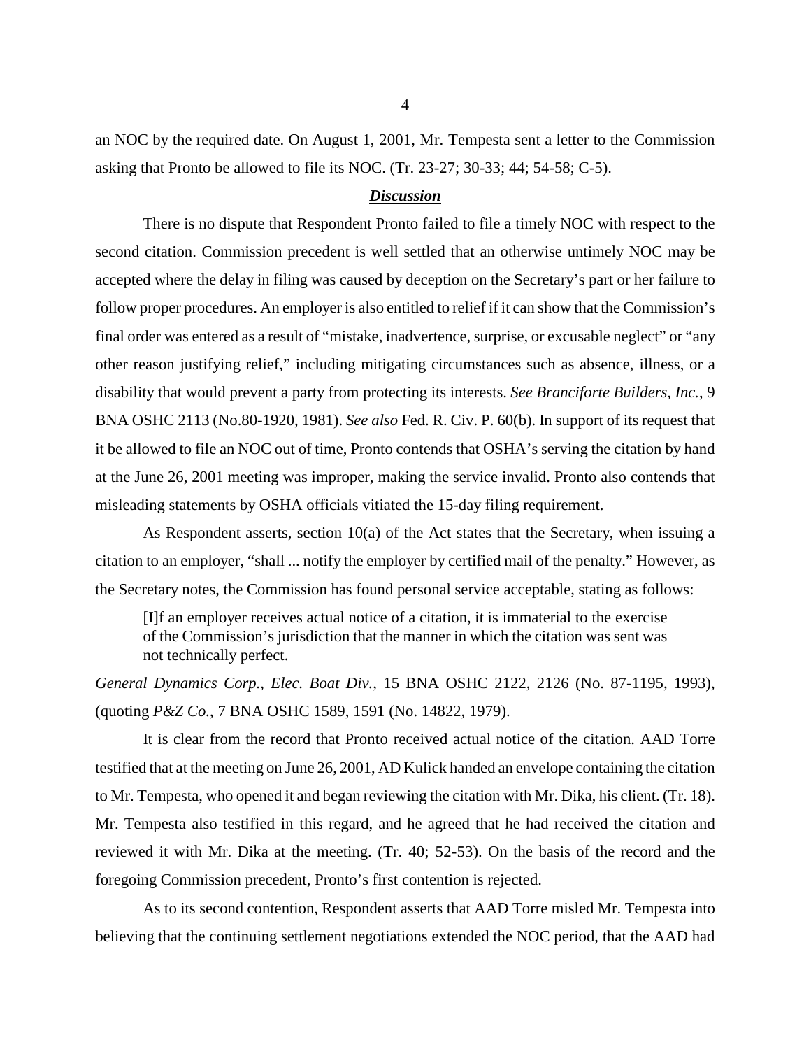an NOC by the required date. On August 1, 2001, Mr. Tempesta sent a letter to the Commission asking that Pronto be allowed to file its NOC. (Tr. 23-27; 30-33; 44; 54-58; C-5).

## ***Discussion***

There is no dispute that Respondent Pronto failed to file a timely NOC with respect to the second citation. Commission precedent is well settled that an otherwise untimely NOC may be accepted where the delay in filing was caused by deception on the Secretary's part or her failure to follow proper procedures. An employer is also entitled to relief if it can show that the Commission's final order was entered as a result of "mistake, inadvertence, surprise, or excusable neglect" or "any other reason justifying relief," including mitigating circumstances such as absence, illness, or a disability that would prevent a party from protecting its interests. *See Branciforte Builders, Inc.*, 9 BNA OSHC 2113 (No.80-1920, 1981). *See also* Fed. R. Civ. P. 60(b). In support of its request that it be allowed to file an NOC out of time, Pronto contends that OSHA's serving the citation by hand at the June 26, 2001 meeting was improper, making the service invalid. Pronto also contends that misleading statements by OSHA officials vitiated the 15-day filing requirement.

As Respondent asserts, section 10(a) of the Act states that the Secretary, when issuing a citation to an employer, "shall ... notify the employer by certified mail of the penalty." However, as the Secretary notes, the Commission has found personal service acceptable, stating as follows:

> [I]f an employer receives actual notice of a citation, it is immaterial to the exercise of the Commission's jurisdiction that the manner in which the citation was sent was not technically perfect.

*General Dynamics Corp., Elec. Boat Div.*, 15 BNA OSHC 2122, 2126 (No. 87-1195, 1993), (quoting *P&Z Co.*, 7 BNA OSHC 1589, 1591 (No. 14822, 1979).

It is clear from the record that Pronto received actual notice of the citation. AAD Torre testified that at the meeting on June 26, 2001, AD Kulick handed an envelope containing the citation to Mr. Tempesta, who opened it and began reviewing the citation with Mr. Dika, his client. (Tr. 18). Mr. Tempesta also testified in this regard, and he agreed that he had received the citation and reviewed it with Mr. Dika at the meeting. (Tr. 40; 52-53). On the basis of the record and the foregoing Commission precedent, Pronto's first contention is rejected.

As to its second contention, Respondent asserts that AAD Torre misled Mr. Tempesta into believing that the continuing settlement negotiations extended the NOC period, that the AAD had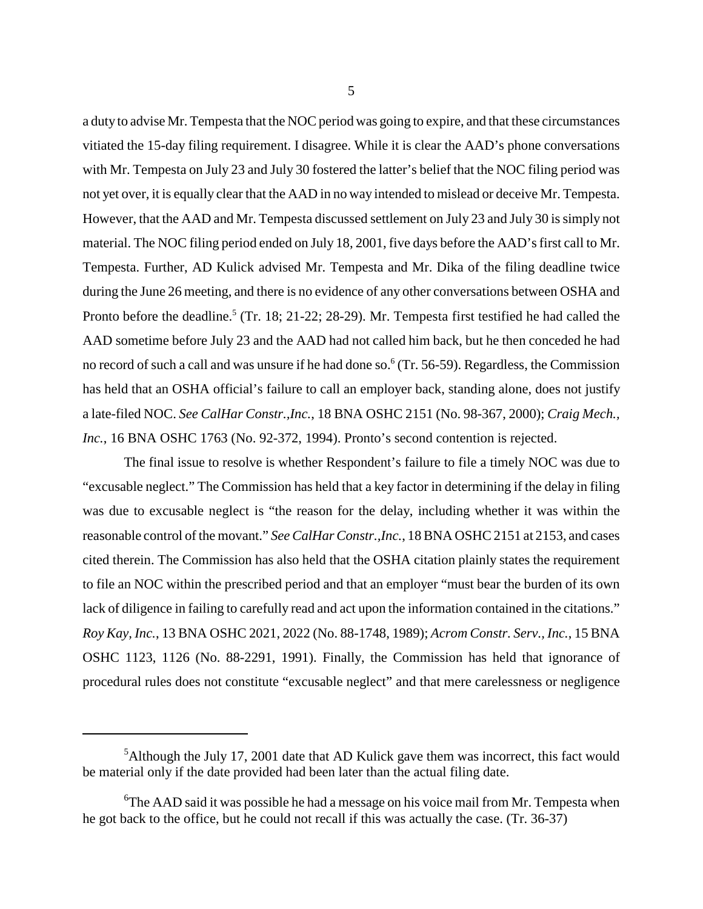a duty to advise Mr. Tempesta that the NOC period was going to expire, and that these circumstances vitiated the 15-day filing requirement. I disagree. While it is clear the AAD's phone conversations with Mr. Tempesta on July 23 and July 30 fostered the latter's belief that the NOC filing period was not yet over, it is equally clear that the AAD in no way intended to mislead or deceive Mr. Tempesta. However, that the AAD and Mr. Tempesta discussed settlement on July 23 and July 30 is simply not material. The NOC filing period ended on July 18, 2001, five days before the AAD's first call to Mr. Tempesta. Further, AD Kulick advised Mr. Tempesta and Mr. Dika of the filing deadline twice during the June 26 meeting, and there is no evidence of any other conversations between OSHA and Pronto before the deadline.[5] (Tr. 18; 21-22; 28-29). Mr. Tempesta first testified he had called the AAD sometime before July 23 and the AAD had not called him back, but he then conceded he had no record of such a call and was unsure if he had done so.[6] (Tr. 56-59). Regardless, the Commission has held that an OSHA official's failure to call an employer back, standing alone, does not justify a late-filed NOC. *See CalHar Constr.,Inc.*, 18 BNA OSHC 2151 (No. 98-367, 2000); *Craig Mech., Inc.*, 16 BNA OSHC 1763 (No. 92-372, 1994). Pronto's second contention is rejected.

The final issue to resolve is whether Respondent's failure to file a timely NOC was due to "excusable neglect." The Commission has held that a key factor in determining if the delay in filing was due to excusable neglect is "the reason for the delay, including whether it was within the reasonable control of the movant." *See CalHar Constr.,Inc.*, 18 BNA OSHC 2151 at 2153, and cases cited therein. The Commission has also held that the OSHA citation plainly states the requirement to file an NOC within the prescribed period and that an employer "must bear the burden of its own lack of diligence in failing to carefully read and act upon the information contained in the citations." *Roy Kay, Inc.*, 13 BNA OSHC 2021, 2022 (No. 88-1748, 1989); *Acrom Constr. Serv., Inc.*, 15 BNA OSHC 1123, 1126 (No. 88-2291, 1991). Finally, the Commission has held that ignorance of procedural rules does not constitute "excusable neglect" and that mere carelessness or negligence

---

[5] Although the July 17, 2001 date that AD Kulick gave them was incorrect, this fact would be material only if the date provided had been later than the actual filing date.

[6] The AAD said it was possible he had a message on his voice mail from Mr. Tempesta when he got back to the office, but he could not recall if this was actually the case. (Tr. 36-37)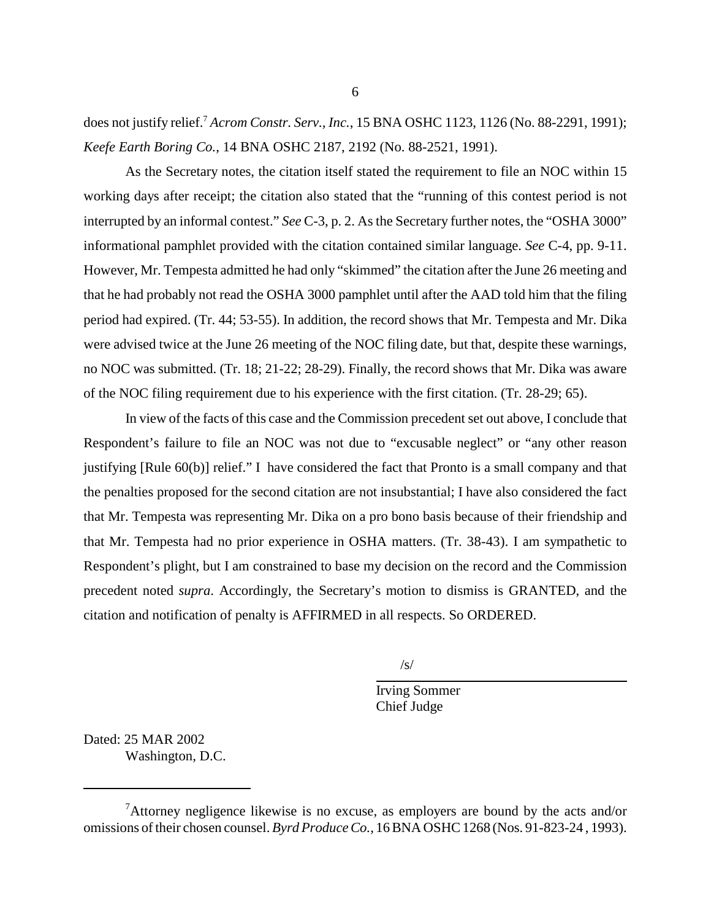does not justify relief.[7] *Acrom Constr. Serv., Inc.*, 15 BNA OSHC 1123, 1126 (No. 88-2291, 1991); *Keefe Earth Boring Co.*, 14 BNA OSHC 2187, 2192 (No. 88-2521, 1991).

As the Secretary notes, the citation itself stated the requirement to file an NOC within 15 working days after receipt; the citation also stated that the "running of this contest period is not interrupted by an informal contest." *See* C-3, p. 2. As the Secretary further notes, the "OSHA 3000" informational pamphlet provided with the citation contained similar language. *See* C-4, pp. 9-11. However, Mr. Tempesta admitted he had only "skimmed" the citation after the June 26 meeting and that he had probably not read the OSHA 3000 pamphlet until after the AAD told him that the filing period had expired. (Tr. 44; 53-55). In addition, the record shows that Mr. Tempesta and Mr. Dika were advised twice at the June 26 meeting of the NOC filing date, but that, despite these warnings, no NOC was submitted. (Tr. 18; 21-22; 28-29). Finally, the record shows that Mr. Dika was aware of the NOC filing requirement due to his experience with the first citation. (Tr. 28-29; 65).

In view of the facts of this case and the Commission precedent set out above, I conclude that Respondent's failure to file an NOC was not due to "excusable neglect" or "any other reason justifying [Rule 60(b)] relief." I have considered the fact that Pronto is a small company and that the penalties proposed for the second citation are not insubstantial; I have also considered the fact that Mr. Tempesta was representing Mr. Dika on a pro bono basis because of their friendship and that Mr. Tempesta had no prior experience in OSHA matters. (Tr. 38-43). I am sympathetic to Respondent's plight, but I am constrained to base my decision on the record and the Commission precedent noted *supra*. Accordingly, the Secretary's motion to dismiss is GRANTED, and the citation and notification of penalty is AFFIRMED in all respects. So ORDERED.

/s/

Irving Sommer
Chief Judge

Dated: 25 MAR 2002
Washington, D.C.

---

[7] Attorney negligence likewise is no excuse, as employers are bound by the acts and/or omissions of their chosen counsel. *Byrd Produce Co.*, 16 BNA OSHC 1268 (Nos. 91-823-24 , 1993).